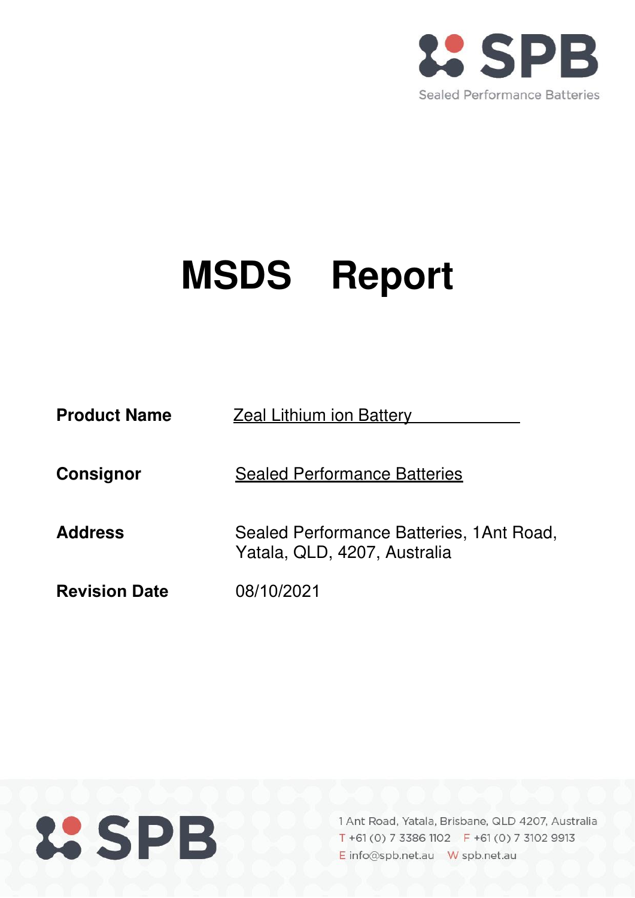# MSDS Report

| | |
|---|---|
| **Product Name** | Zeal Lithium ion Battery |
| **Consignor** | Sealed Performance Batteries |
| **Address** | Sealed Performance Batteries, 1Ant Road, Yatala, QLD, 4207, Australia |
| **Revision Date** | 08/10/2021 |

1 Ant Road, Yatala, Brisbane, QLD 4207, Australia
T +61 (0) 7 3386 1102 F +61 (0) 7 3102 9913
E info@spb.net.au W spb.net.au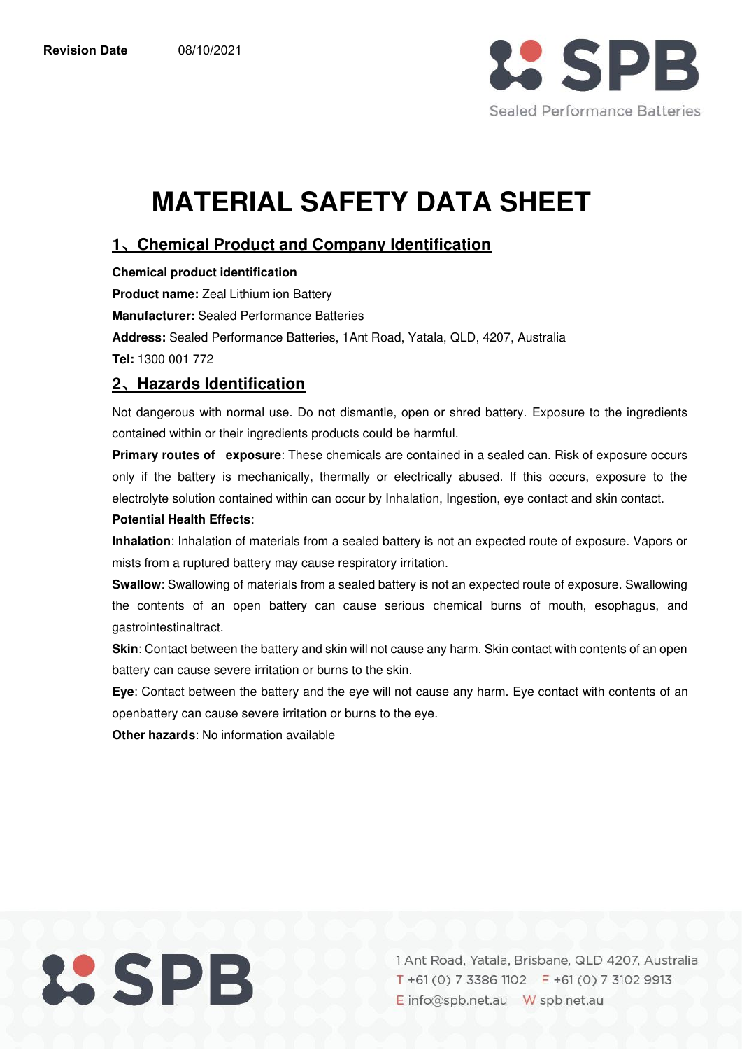Revision Date 08/10/2021

# MATERIAL SAFETY DATA SHEET

## 1、Chemical Product and Company Identification

**Chemical product identification**

**Product name:** Zeal Lithium ion Battery

**Manufacturer:** Sealed Performance Batteries

**Address:** Sealed Performance Batteries, 1Ant Road, Yatala, QLD, 4207, Australia

**Tel:** 1300 001 772

## 2、Hazards Identification

Not dangerous with normal use. Do not dismantle, open or shred battery. Exposure to the ingredients contained within or their ingredients products could be harmful.

**Primary routes of exposure**: These chemicals are contained in a sealed can. Risk of exposure occurs only if the battery is mechanically, thermally or electrically abused. If this occurs, exposure to the electrolyte solution contained within can occur by Inhalation, Ingestion, eye contact and skin contact.

**Potential Health Effects**:

**Inhalation**: Inhalation of materials from a sealed battery is not an expected route of exposure. Vapors or mists from a ruptured battery may cause respiratory irritation.

**Swallow**: Swallowing of materials from a sealed battery is not an expected route of exposure. Swallowing the contents of an open battery can cause serious chemical burns of mouth, esophagus, and gastrointestinaltract.

**Skin**: Contact between the battery and skin will not cause any harm. Skin contact with contents of an open battery can cause severe irritation or burns to the skin.

**Eye**: Contact between the battery and the eye will not cause any harm. Eye contact with contents of an openbattery can cause severe irritation or burns to the eye.

**Other hazards**: No information available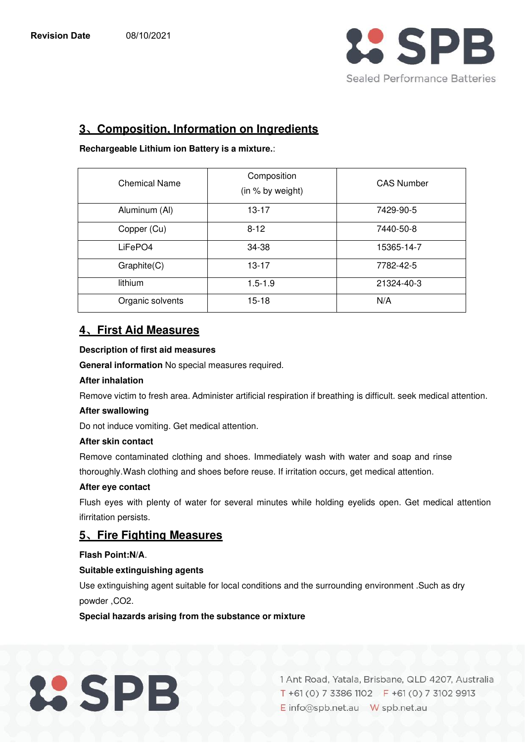## 3、Composition, Information on Ingredients

**Rechargeable Lithium ion Battery is a mixture.**:

| Chemical Name | Composition (in % by weight) | CAS Number |
|---|---|---|
| Aluminum (Al) | 13-17 | 7429-90-5 |
| Copper (Cu) | 8-12 | 7440-50-8 |
| LiFePO4 | 34-38 | 15365-14-7 |
| Graphite(C) | 13-17 | 7782-42-5 |
| lithium | 1.5-1.9 | 21324-40-3 |
| Organic solvents | 15-18 | N/A |

## 4、First Aid Measures

**Description of first aid measures**

**General information** No special measures required.

**After inhalation**

Remove victim to fresh area. Administer artificial respiration if breathing is difficult. seek medical attention.

**After swallowing**

Do not induce vomiting. Get medical attention.

**After skin contact**

Remove contaminated clothing and shoes. Immediately wash with water and soap and rinse thoroughly.Wash clothing and shoes before reuse. If irritation occurs, get medical attention.

**After eye contact**

Flush eyes with plenty of water for several minutes while holding eyelids open. Get medical attention ifirritation persists.

## 5、Fire Fighting Measures

**Flash Point:N/A**.

**Suitable extinguishing agents**

Use extinguishing agent suitable for local conditions and the surrounding environment .Such as dry powder ,CO2.

**Special hazards arising from the substance or mixture**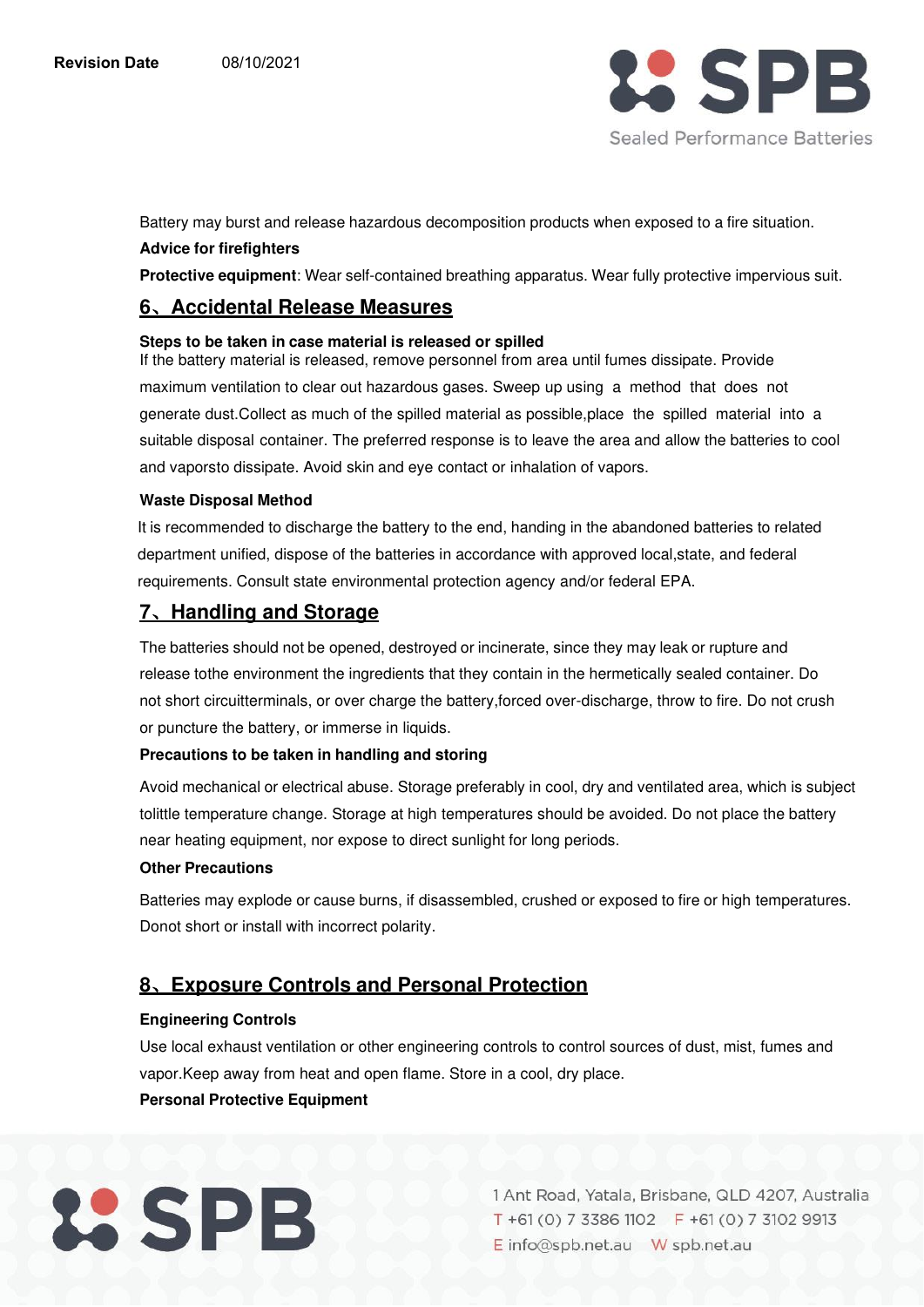Battery may burst and release hazardous decomposition products when exposed to a fire situation.

**Advice for firefighters**

**Protective equipment**: Wear self-contained breathing apparatus. Wear fully protective impervious suit.

## 6、Accidental Release Measures

**Steps to be taken in case material is released or spilled**

If the battery material is released, remove personnel from area until fumes dissipate. Provide maximum ventilation to clear out hazardous gases. Sweep up using a method that does not generate dust.Collect as much of the spilled material as possible,place the spilled material into a suitable disposal container. The preferred response is to leave the area and allow the batteries to cool and vaporsto dissipate. Avoid skin and eye contact or inhalation of vapors.

**Waste Disposal Method**

It is recommended to discharge the battery to the end, handing in the abandoned batteries to related department unified, dispose of the batteries in accordance with approved local,state, and federal requirements. Consult state environmental protection agency and/or federal EPA.

## 7、Handling and Storage

The batteries should not be opened, destroyed or incinerate, since they may leak or rupture and release tothe environment the ingredients that they contain in the hermetically sealed container. Do not short circuitterminals, or over charge the battery,forced over-discharge, throw to fire. Do not crush or puncture the battery, or immerse in liquids.

**Precautions to be taken in handling and storing**

Avoid mechanical or electrical abuse. Storage preferably in cool, dry and ventilated area, which is subject tolittle temperature change. Storage at high temperatures should be avoided. Do not place the battery near heating equipment, nor expose to direct sunlight for long periods.

**Other Precautions**

Batteries may explode or cause burns, if disassembled, crushed or exposed to fire or high temperatures. Donot short or install with incorrect polarity.

## 8、Exposure Controls and Personal Protection

**Engineering Controls**

Use local exhaust ventilation or other engineering controls to control sources of dust, mist, fumes and vapor.Keep away from heat and open flame. Store in a cool, dry place.

**Personal Protective Equipment**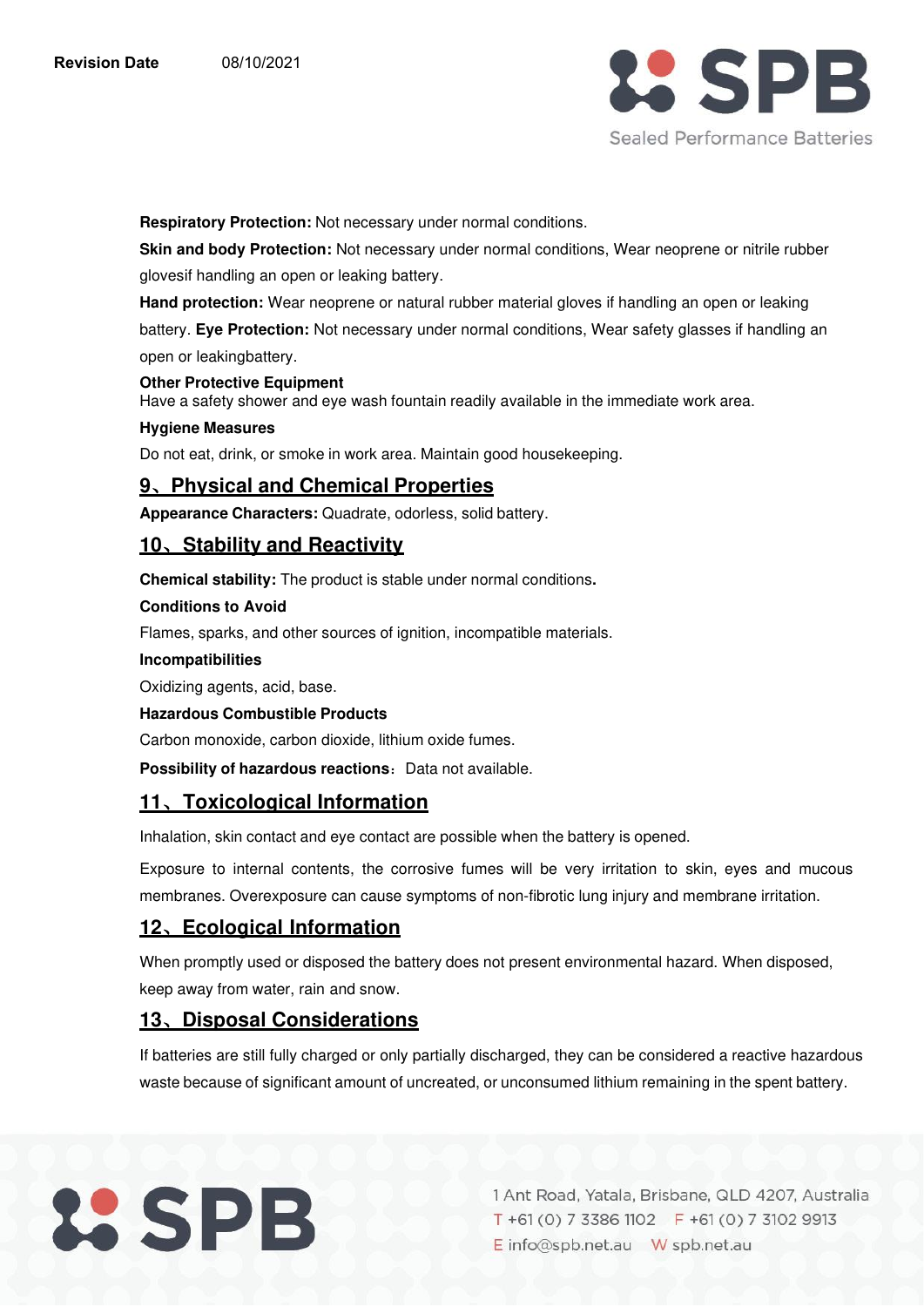**Respiratory Protection:** Not necessary under normal conditions.

**Skin and body Protection:** Not necessary under normal conditions, Wear neoprene or nitrile rubber glovesif handling an open or leaking battery.

**Hand protection:** Wear neoprene or natural rubber material gloves if handling an open or leaking battery. **Eye Protection:** Not necessary under normal conditions, Wear safety glasses if handling an open or leakingbattery.

**Other Protective Equipment**

Have a safety shower and eye wash fountain readily available in the immediate work area.

**Hygiene Measures**

Do not eat, drink, or smoke in work area. Maintain good housekeeping.

## 9、Physical and Chemical Properties

**Appearance Characters:** Quadrate, odorless, solid battery.

## 10、Stability and Reactivity

**Chemical stability:** The product is stable under normal conditions**.**

**Conditions to Avoid**

Flames, sparks, and other sources of ignition, incompatible materials.

**Incompatibilities**

Oxidizing agents, acid, base.

**Hazardous Combustible Products**

Carbon monoxide, carbon dioxide, lithium oxide fumes.

**Possibility of hazardous reactions**：Data not available.

## 11、Toxicological Information

Inhalation, skin contact and eye contact are possible when the battery is opened.

Exposure to internal contents, the corrosive fumes will be very irritation to skin, eyes and mucous membranes. Overexposure can cause symptoms of non-fibrotic lung injury and membrane irritation.

## 12、Ecological Information

When promptly used or disposed the battery does not present environmental hazard. When disposed, keep away from water, rain and snow.

## 13、Disposal Considerations

If batteries are still fully charged or only partially discharged, they can be considered a reactive hazardous waste because of significant amount of uncreated, or unconsumed lithium remaining in the spent battery.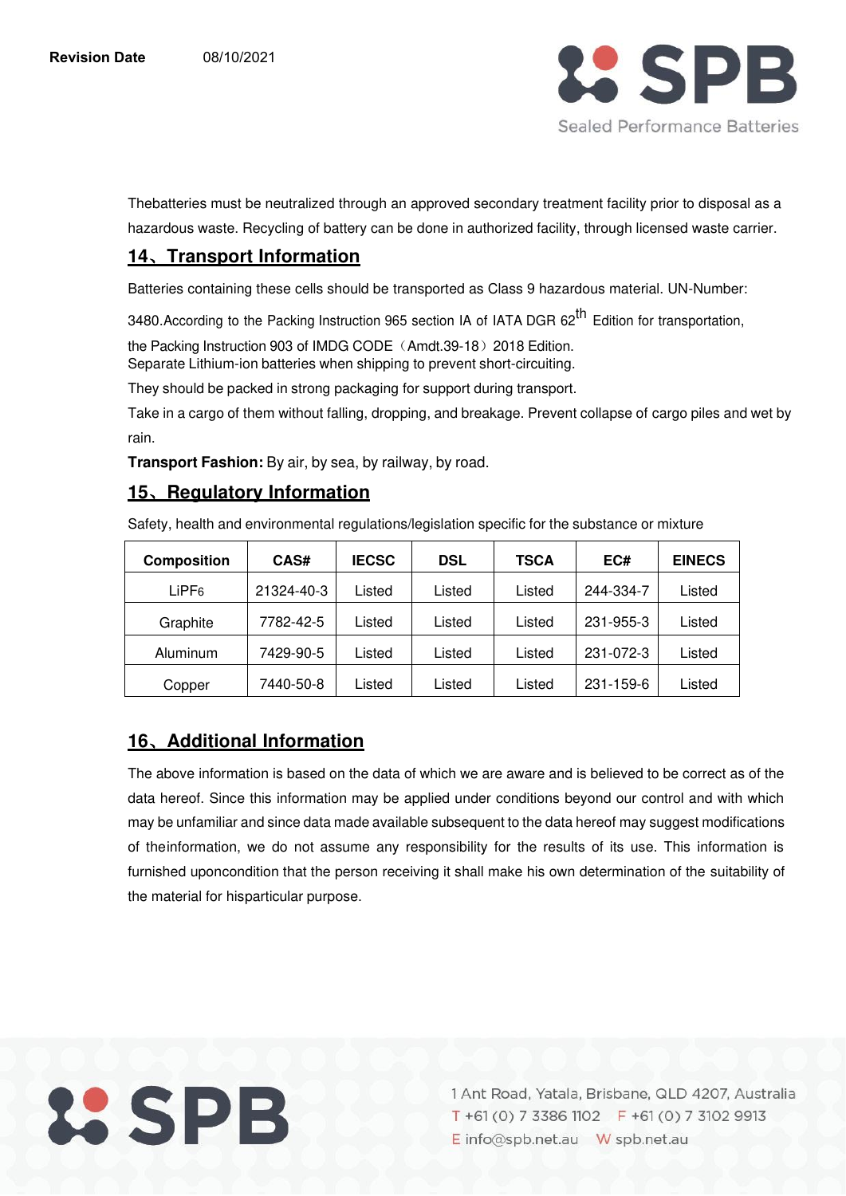Thebatteries must be neutralized through an approved secondary treatment facility prior to disposal as a hazardous waste. Recycling of battery can be done in authorized facility, through licensed waste carrier.

## 14、Transport Information

Batteries containing these cells should be transported as Class 9 hazardous material. UN-Number: 3480.According to the Packing Instruction 965 section IA of IATA DGR 62th Edition for transportation, the Packing Instruction 903 of IMDG CODE（Amdt.39-18）2018 Edition.
Separate Lithium-ion batteries when shipping to prevent short-circuiting.

They should be packed in strong packaging for support during transport.

Take in a cargo of them without falling, dropping, and breakage. Prevent collapse of cargo piles and wet by rain.

**Transport Fashion:** By air, by sea, by railway, by road.

## 15、Regulatory Information

Safety, health and environmental regulations/legislation specific for the substance or mixture

| Composition | CAS# | IECSC | DSL | TSCA | EC# | EINECS |
|---|---|---|---|---|---|---|
| $LiPF_6$ | 21324-40-3 | Listed | Listed | Listed | 244-334-7 | Listed |
| Graphite | 7782-42-5 | Listed | Listed | Listed | 231-955-3 | Listed |
| Aluminum | 7429-90-5 | Listed | Listed | Listed | 231-072-3 | Listed |
| Copper | 7440-50-8 | Listed | Listed | Listed | 231-159-6 | Listed |

## 16、Additional Information

The above information is based on the data of which we are aware and is believed to be correct as of the data hereof. Since this information may be applied under conditions beyond our control and with which may be unfamiliar and since data made available subsequent to the data hereof may suggest modifications of theinformation, we do not assume any responsibility for the results of its use. This information is furnished uponcondition that the person receiving it shall make his own determination of the suitability of the material for hisparticular purpose.